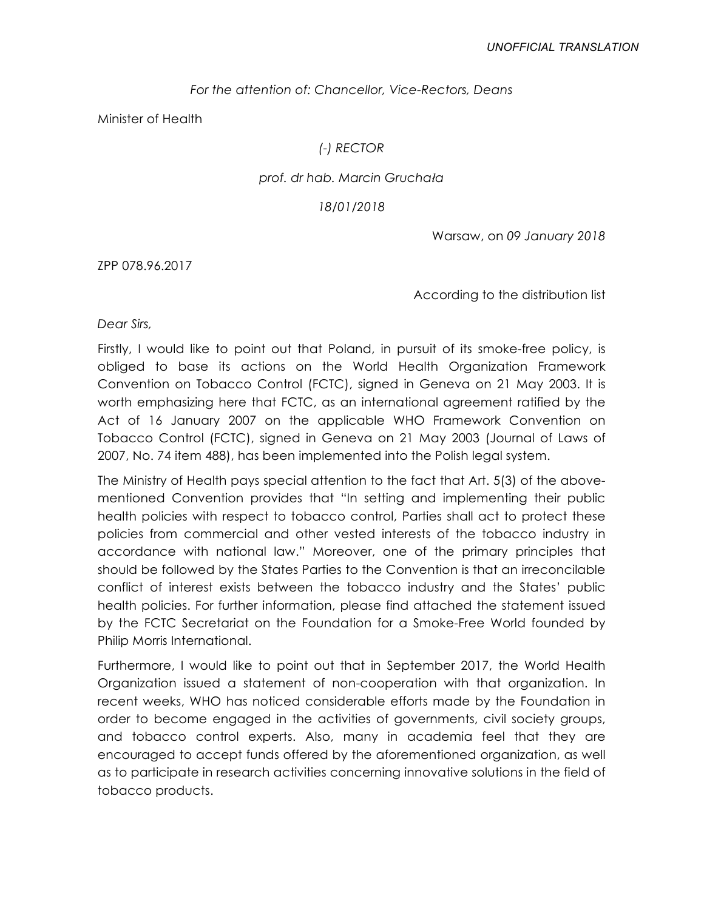*UNOFFICIAL TRANSLATION*

*For the attention of: Chancellor, Vice-Rectors, Deans*

Minister of Health

*(-) RECTOR*

*prof. dr hab. Marcin Gruchała*

*18/01/2018*

Warsaw, on *09 January 2018*

ZPP 078.96.2017

According to the distribution list

*Dear Sirs,*

Firstly, I would like to point out that Poland, in pursuit of its smoke-free policy, is obliged to base its actions on the World Health Organization Framework Convention on Tobacco Control (FCTC), signed in Geneva on 21 May 2003. It is worth emphasizing here that FCTC, as an international agreement ratified by the Act of 16 January 2007 on the applicable WHO Framework Convention on Tobacco Control (FCTC), signed in Geneva on 21 May 2003 (Journal of Laws of 2007, No. 74 item 488), has been implemented into the Polish legal system.

The Ministry of Health pays special attention to the fact that Art. 5(3) of the above-mentioned Convention provides that "In setting and implementing their public health policies with respect to tobacco control, Parties shall act to protect these policies from commercial and other vested interests of the tobacco industry in accordance with national law." Moreover, one of the primary principles that should be followed by the States Parties to the Convention is that an irreconcilable conflict of interest exists between the tobacco industry and the States' public health policies. For further information, please find attached the statement issued by the FCTC Secretariat on the Foundation for a Smoke-Free World founded by Philip Morris International.

Furthermore, I would like to point out that in September 2017, the World Health Organization issued a statement of non-cooperation with that organization. In recent weeks, WHO has noticed considerable efforts made by the Foundation in order to become engaged in the activities of governments, civil society groups, and tobacco control experts. Also, many in academia feel that they are encouraged to accept funds offered by the aforementioned organization, as well as to participate in research activities concerning innovative solutions in the field of tobacco products.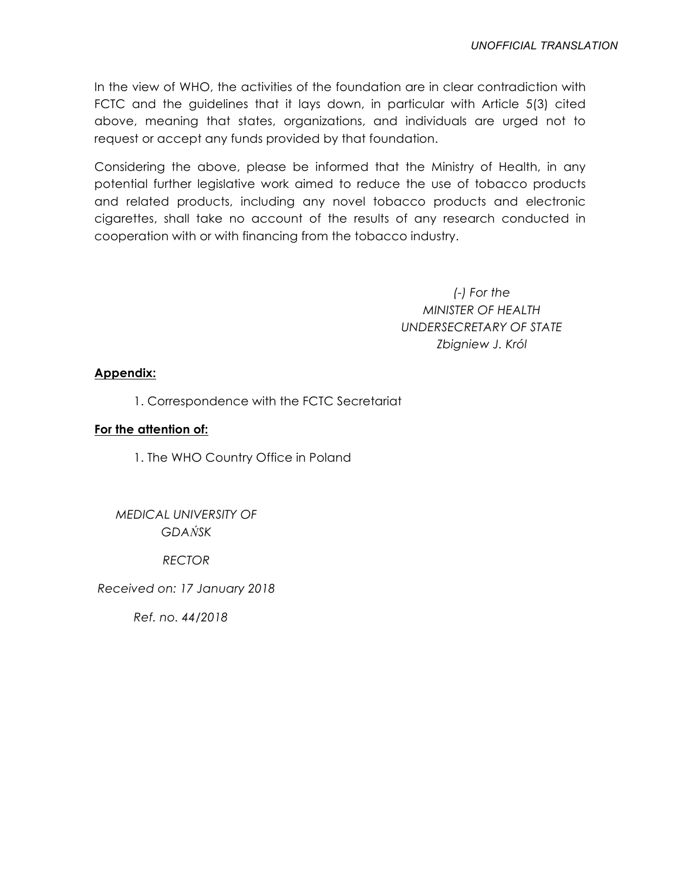*UNOFFICIAL TRANSLATION*

In the view of WHO, the activities of the foundation are in clear contradiction with FCTC and the guidelines that it lays down, in particular with Article 5(3) cited above, meaning that states, organizations, and individuals are urged not to request or accept any funds provided by that foundation.

Considering the above, please be informed that the Ministry of Health, in any potential further legislative work aimed to reduce the use of tobacco products and related products, including any novel tobacco products and electronic cigarettes, shall take no account of the results of any research conducted in cooperation with or with financing from the tobacco industry.

*(-) For the*
*MINISTER OF HEALTH*
*UNDERSECRETARY OF STATE*
*Zbigniew J. Król*

**Appendix:**

1. Correspondence with the FCTC Secretariat

**For the attention of:**

1. The WHO Country Office in Poland

*MEDICAL UNIVERSITY OF GDAŃSK*

*RECTOR*

*Received on: 17 January 2018*

*Ref. no. 44/2018*